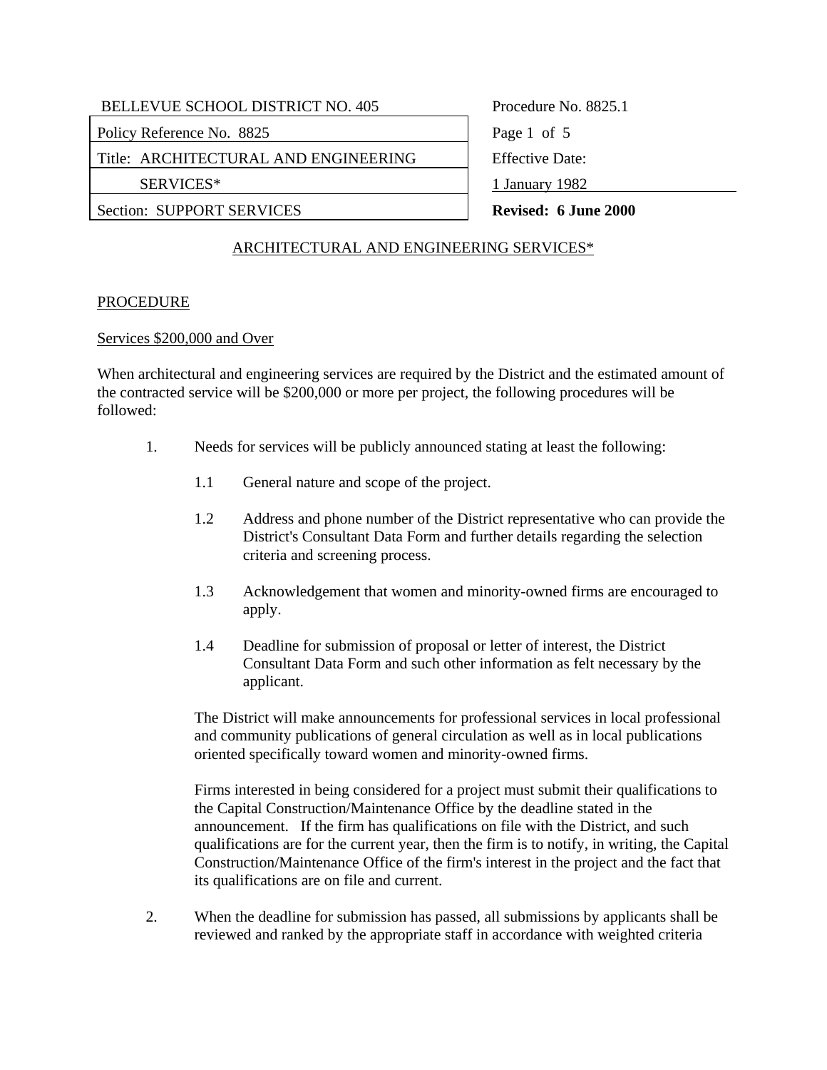| BELLEVUE SCHOOL DISTRICT NO. 405 | Procedure No. 8825.1 |
| --- | --- |
| Policy Reference No. 8825 | |
| Title: ARCHITECTURAL AND ENGINEERING SERVICES* | Effective Date: 1 January 1982 |
| Section: SUPPORT SERVICES | **Revised: 6 June 2000** |

# ARCHITECTURAL AND ENGINEERING SERVICES*

## PROCEDURE

### Services $200,000 and Over

When architectural and engineering services are required by the District and the estimated amount of the contracted service will be $200,000 or more per project, the following procedures will be followed:

1. Needs for services will be publicly announced stating at least the following:

   1.1 General nature and scope of the project.

   1.2 Address and phone number of the District representative who can provide the District's Consultant Data Form and further details regarding the selection criteria and screening process.

   1.3 Acknowledgement that women and minority-owned firms are encouraged to apply.

   1.4 Deadline for submission of proposal or letter of interest, the District Consultant Data Form and such other information as felt necessary by the applicant.

   The District will make announcements for professional services in local professional and community publications of general circulation as well as in local publications oriented specifically toward women and minority-owned firms.

   Firms interested in being considered for a project must submit their qualifications to the Capital Construction/Maintenance Office by the deadline stated in the announcement. If the firm has qualifications on file with the District, and such qualifications are for the current year, then the firm is to notify, in writing, the Capital Construction/Maintenance Office of the firm's interest in the project and the fact that its qualifications are on file and current.

2. When the deadline for submission has passed, all submissions by applicants shall be reviewed and ranked by the appropriate staff in accordance with weighted criteria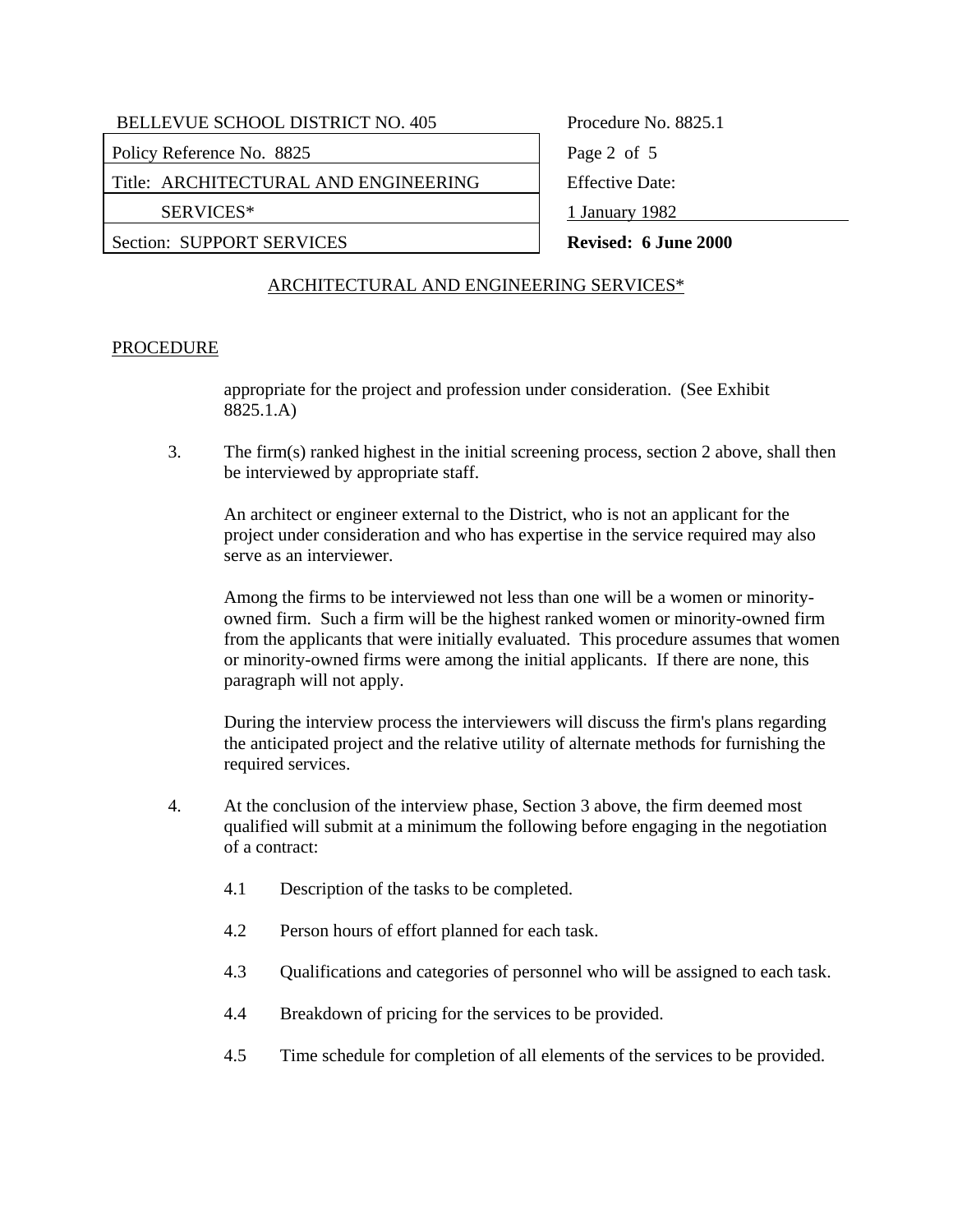ARCHITECTURAL AND ENGINEERING SERVICES*

PROCEDURE

appropriate for the project and profession under consideration. (See Exhibit 8825.1.A)

3. The firm(s) ranked highest in the initial screening process, section 2 above, shall then be interviewed by appropriate staff.

   An architect or engineer external to the District, who is not an applicant for the project under consideration and who has expertise in the service required may also serve as an interviewer.

   Among the firms to be interviewed not less than one will be a women or minority-owned firm. Such a firm will be the highest ranked women or minority-owned firm from the applicants that were initially evaluated. This procedure assumes that women or minority-owned firms were among the initial applicants. If there are none, this paragraph will not apply.

   During the interview process the interviewers will discuss the firm's plans regarding the anticipated project and the relative utility of alternate methods for furnishing the required services.

4. At the conclusion of the interview phase, Section 3 above, the firm deemed most qualified will submit at a minimum the following before engaging in the negotiation of a contract:

   4.1 Description of the tasks to be completed.

   4.2 Person hours of effort planned for each task.

   4.3 Qualifications and categories of personnel who will be assigned to each task.

   4.4 Breakdown of pricing for the services to be provided.

   4.5 Time schedule for completion of all elements of the services to be provided.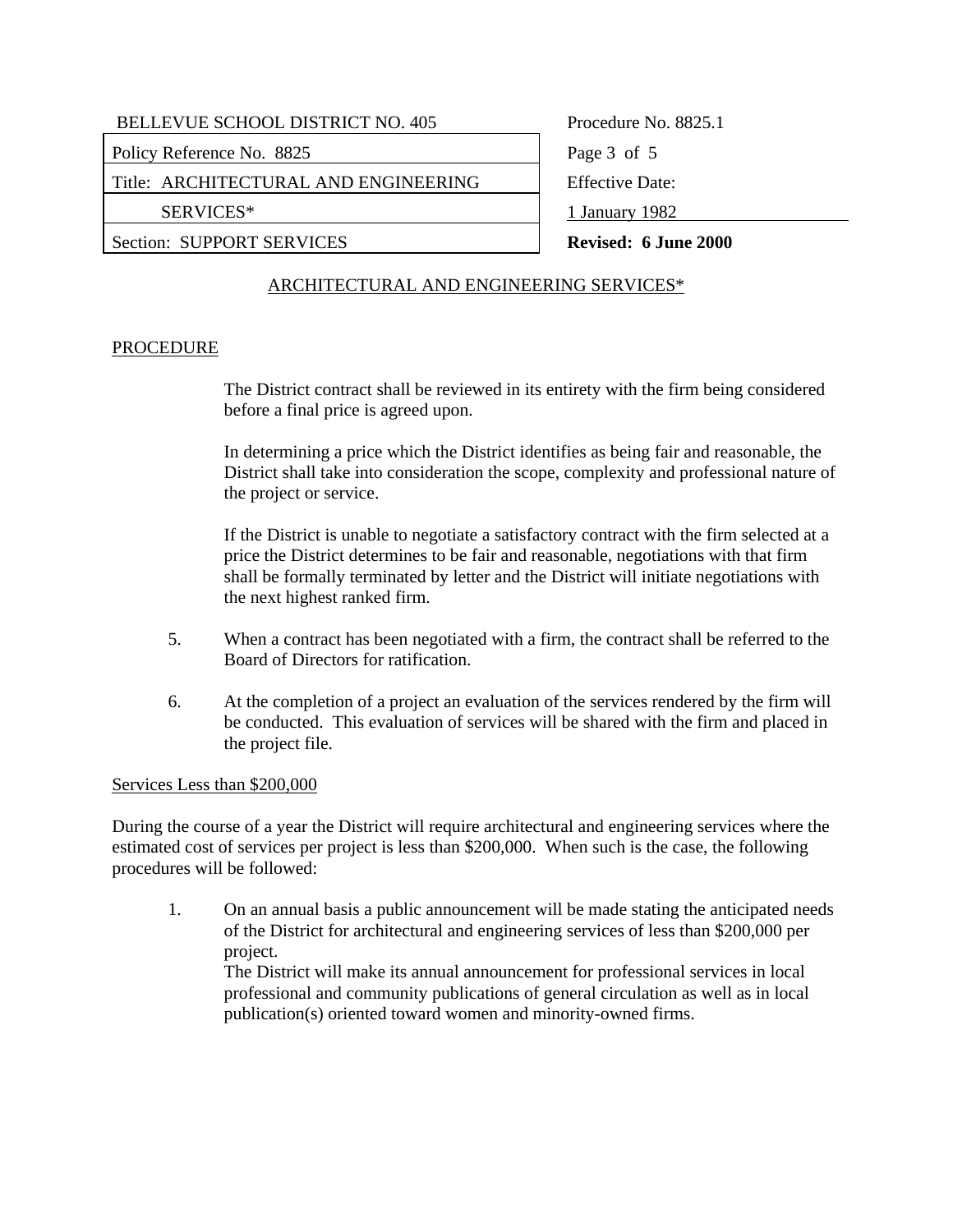ARCHITECTURAL AND ENGINEERING SERVICES*

PROCEDURE

The District contract shall be reviewed in its entirety with the firm being considered before a final price is agreed upon.

In determining a price which the District identifies as being fair and reasonable, the District shall take into consideration the scope, complexity and professional nature of the project or service.

If the District is unable to negotiate a satisfactory contract with the firm selected at a price the District determines to be fair and reasonable, negotiations with that firm shall be formally terminated by letter and the District will initiate negotiations with the next highest ranked firm.

5. When a contract has been negotiated with a firm, the contract shall be referred to the Board of Directors for ratification.

6. At the completion of a project an evaluation of the services rendered by the firm will be conducted. This evaluation of services will be shared with the firm and placed in the project file.

Services Less than $200,000

During the course of a year the District will require architectural and engineering services where the estimated cost of services per project is less than $200,000. When such is the case, the following procedures will be followed:

1. On an annual basis a public announcement will be made stating the anticipated needs of the District for architectural and engineering services of less than $200,000 per project.
   The District will make its annual announcement for professional services in local professional and community publications of general circulation as well as in local publication(s) oriented toward women and minority-owned firms.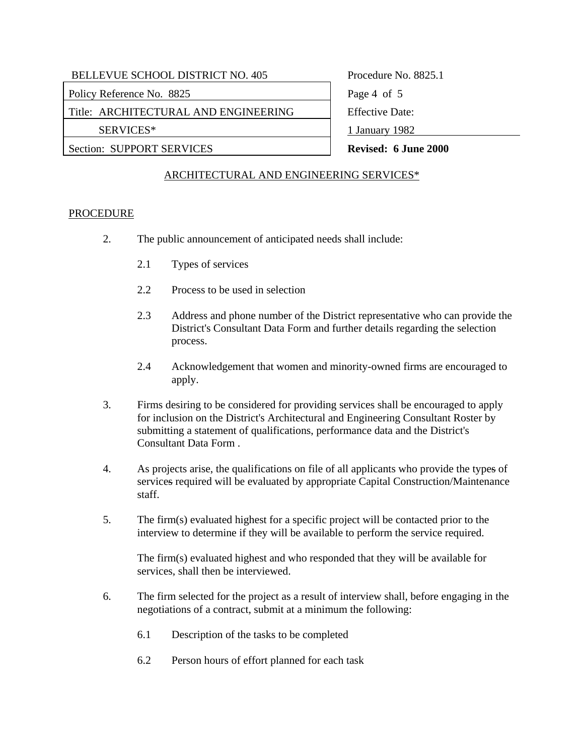## ARCHITECTURAL AND ENGINEERING SERVICES*

### PROCEDURE

2. The public announcement of anticipated needs shall include:

   2.1 Types of services

   2.2 Process to be used in selection

   2.3 Address and phone number of the District representative who can provide the District's Consultant Data Form and further details regarding the selection process.

   2.4 Acknowledgement that women and minority-owned firms are encouraged to apply.

3. Firms desiring to be considered for providing services shall be encouraged to apply for inclusion on the District's Architectural and Engineering Consultant Roster by submitting a statement of qualifications, performance data and the District's Consultant Data Form .

4. As projects arise, the qualifications on file of all applicants who provide the types of services required will be evaluated by appropriate Capital Construction/Maintenance staff.

5. The firm(s) evaluated highest for a specific project will be contacted prior to the interview to determine if they will be available to perform the service required.

   The firm(s) evaluated highest and who responded that they will be available for services, shall then be interviewed.

6. The firm selected for the project as a result of interview shall, before engaging in the negotiations of a contract, submit at a minimum the following:

   6.1 Description of the tasks to be completed

   6.2 Person hours of effort planned for each task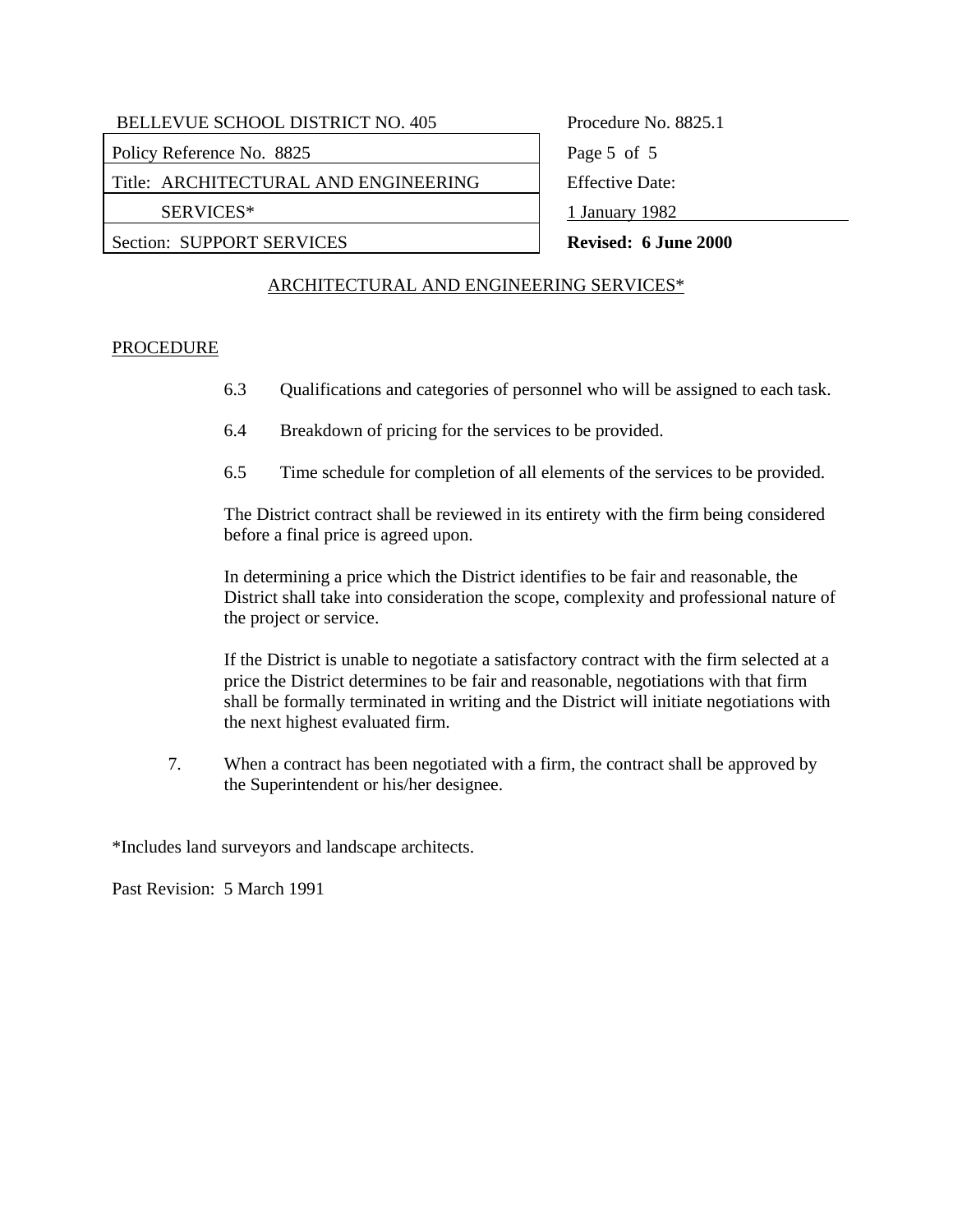## ARCHITECTURAL AND ENGINEERING SERVICES*

### PROCEDURE

6.3 Qualifications and categories of personnel who will be assigned to each task.

6.4 Breakdown of pricing for the services to be provided.

6.5 Time schedule for completion of all elements of the services to be provided.

The District contract shall be reviewed in its entirety with the firm being considered before a final price is agreed upon.

In determining a price which the District identifies to be fair and reasonable, the District shall take into consideration the scope, complexity and professional nature of the project or service.

If the District is unable to negotiate a satisfactory contract with the firm selected at a price the District determines to be fair and reasonable, negotiations with that firm shall be formally terminated in writing and the District will initiate negotiations with the next highest evaluated firm.

7. When a contract has been negotiated with a firm, the contract shall be approved by the Superintendent or his/her designee.

*Includes land surveyors and landscape architects.

Past Revision: 5 March 1991